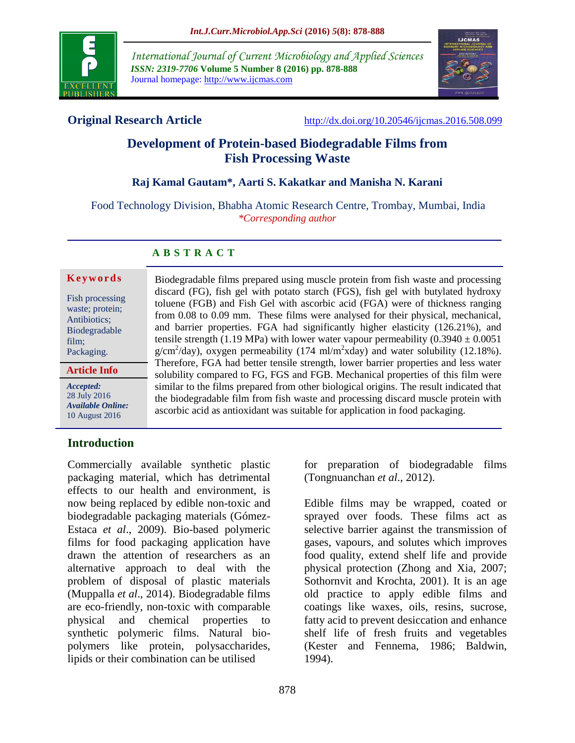**Original Research Article** http://dx.doi.org/10.20546/ijcmas.2016.508.099

# Development of Protein-based Biodegradable Films from Fish Processing Waste

**Raj Kamal Gautam\*, Aarti S. Kakatkar and Manisha N. Karani**

Food Technology Division, Bhabha Atomic Research Centre, Trombay, Mumbai, India
*\*Corresponding author*

## A B S T R A C T

**Keywords**

Fish processing waste; protein; Antibiotics; Biodegradable film; Packaging.

**Article Info**

*Accepted:* 28 July 2016
*Available Online:* 10 August 2016

Biodegradable films prepared using muscle protein from fish waste and processing discard (FG), fish gel with potato starch (FGS), fish gel with butylated hydroxy toluene (FGB) and Fish Gel with ascorbic acid (FGA) were of thickness ranging from 0.08 to 0.09 mm. These films were analysed for their physical, mechanical, and barrier properties. FGA had significantly higher elasticity (126.21%), and tensile strength (1.19 MPa) with lower water vapour permeability (0.3940 ± 0.0051 g/cm$^2$/day), oxygen permeability (174 ml/m$^2$xday) and water solubility (12.18%). Therefore, FGA had better tensile strength, lower barrier properties and less water solubility compared to FG, FGS and FGB. Mechanical properties of this film were similar to the films prepared from other biological origins. The result indicated that the biodegradable film from fish waste and processing discard muscle protein with ascorbic acid as antioxidant was suitable for application in food packaging.

## Introduction

Commercially available synthetic plastic packaging material, which has detrimental effects to our health and environment, is now being replaced by edible non-toxic and biodegradable packaging materials (Gómez-Estaca *et al*., 2009). Bio-based polymeric films for food packaging application have drawn the attention of researchers as an alternative approach to deal with the problem of disposal of plastic materials (Muppalla *et al*., 2014). Biodegradable films are eco-friendly, non-toxic with comparable physical and chemical properties to synthetic polymeric films. Natural bio-polymers like protein, polysaccharides, lipids or their combination can be utilised for preparation of biodegradable films (Tongnuanchan *et al*., 2012).

Edible films may be wrapped, coated or sprayed over foods. These films act as selective barrier against the transmission of gases, vapours, and solutes which improves food quality, extend shelf life and provide physical protection (Zhong and Xia, 2007; Sothornvit and Krochta, 2001). It is an age old practice to apply edible films and coatings like waxes, oils, resins, sucrose, fatty acid to prevent desiccation and enhance shelf life of fresh fruits and vegetables (Kester and Fennema, 1986; Baldwin, 1994).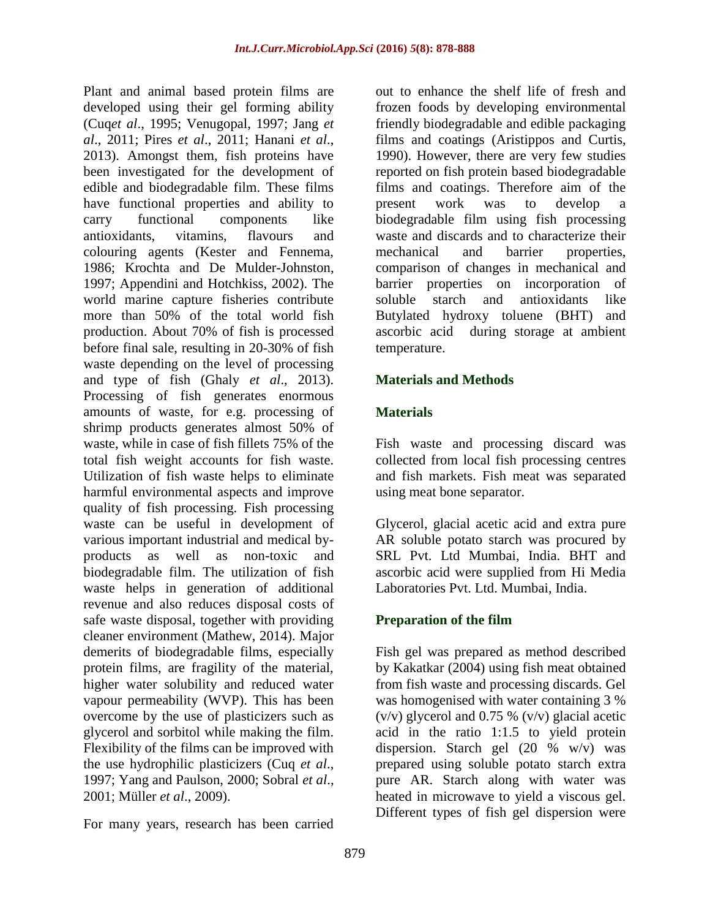Plant and animal based protein films are developed using their gel forming ability (Cuq*et al*., 1995; Venugopal, 1997; Jang *et al*., 2011; Pires *et al*., 2011; Hanani *et al*., 2013). Amongst them, fish proteins have been investigated for the development of edible and biodegradable film. These films have functional properties and ability to carry functional components like antioxidants, vitamins, flavours and colouring agents (Kester and Fennema, 1986; Krochta and De Mulder-Johnston, 1997; Appendini and Hotchkiss, 2002). The world marine capture fisheries contribute more than 50% of the total world fish production. About 70% of fish is processed before final sale, resulting in 20-30% of fish waste depending on the level of processing and type of fish (Ghaly *et al*., 2013). Processing of fish generates enormous amounts of waste, for e.g. processing of shrimp products generates almost 50% of waste, while in case of fish fillets 75% of the total fish weight accounts for fish waste. Utilization of fish waste helps to eliminate harmful environmental aspects and improve quality of fish processing. Fish processing waste can be useful in development of various important industrial and medical by-products as well as non-toxic and biodegradable film. The utilization of fish waste helps in generation of additional revenue and also reduces disposal costs of safe waste disposal, together with providing cleaner environment (Mathew, 2014). Major demerits of biodegradable films, especially protein films, are fragility of the material, higher water solubility and reduced water vapour permeability (WVP). This has been overcome by the use of plasticizers such as glycerol and sorbitol while making the film. Flexibility of the films can be improved with the use hydrophilic plasticizers (Cuq *et al*., 1997; Yang and Paulson, 2000; Sobral *et al*., 2001; Müller *et al*., 2009).

For many years, research has been carried out to enhance the shelf life of fresh and frozen foods by developing environmental friendly biodegradable and edible packaging films and coatings (Aristippos and Curtis, 1990). However, there are very few studies reported on fish protein based biodegradable films and coatings. Therefore aim of the present work was to develop a biodegradable film using fish processing waste and discards and to characterize their mechanical and barrier properties, comparison of changes in mechanical and barrier properties on incorporation of soluble starch and antioxidants like Butylated hydroxy toluene (BHT) and ascorbic acid during storage at ambient temperature.

## Materials and Methods

### Materials

Fish waste and processing discard was collected from local fish processing centres and fish markets. Fish meat was separated using meat bone separator.

Glycerol, glacial acetic acid and extra pure AR soluble potato starch was procured by SRL Pvt. Ltd Mumbai, India. BHT and ascorbic acid were supplied from Hi Media Laboratories Pvt. Ltd. Mumbai, India.

### Preparation of the film

Fish gel was prepared as method described by Kakatkar (2004) using fish meat obtained from fish waste and processing discards. Gel was homogenised with water containing 3 % (v/v) glycerol and 0.75 % (v/v) glacial acetic acid in the ratio 1:1.5 to yield protein dispersion. Starch gel (20 % w/v) was prepared using soluble potato starch extra pure AR. Starch along with water was heated in microwave to yield a viscous gel. Different types of fish gel dispersion were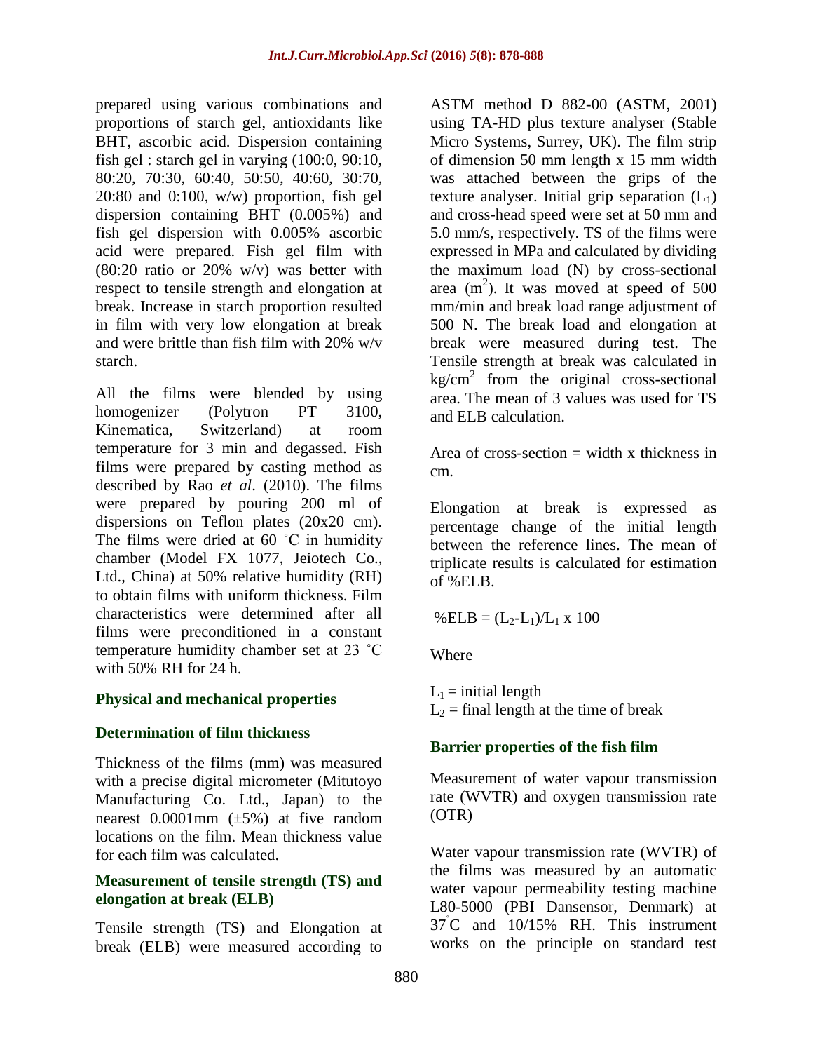prepared using various combinations and proportions of starch gel, antioxidants like BHT, ascorbic acid. Dispersion containing fish gel : starch gel in varying (100:0, 90:10, 80:20, 70:30, 60:40, 50:50, 40:60, 30:70, 20:80 and 0:100, w/w) proportion, fish gel dispersion containing BHT (0.005%) and fish gel dispersion with 0.005% ascorbic acid were prepared. Fish gel film with (80:20 ratio or 20% w/v) was better with respect to tensile strength and elongation at break. Increase in starch proportion resulted in film with very low elongation at break and were brittle than fish film with 20% w/v starch.

All the films were blended by using homogenizer (Polytron PT 3100, Kinematica, Switzerland) at room temperature for 3 min and degassed. Fish films were prepared by casting method as described by Rao *et al*. (2010). The films were prepared by pouring 200 ml of dispersions on Teflon plates (20x20 cm). The films were dried at 60 ˚C in humidity chamber (Model FX 1077, Jeiotech Co., Ltd., China) at 50% relative humidity (RH) to obtain films with uniform thickness. Film characteristics were determined after all films were preconditioned in a constant temperature humidity chamber set at 23 ˚C with 50% RH for 24 h.

## Physical and mechanical properties

### Determination of film thickness

Thickness of the films (mm) was measured with a precise digital micrometer (Mitutoyo Manufacturing Co. Ltd., Japan) to the nearest 0.0001mm (±5%) at five random locations on the film. Mean thickness value for each film was calculated.

### Measurement of tensile strength (TS) and elongation at break (ELB)

Tensile strength (TS) and Elongation at break (ELB) were measured according to ASTM method D 882-00 (ASTM, 2001) using TA-HD plus texture analyser (Stable Micro Systems, Surrey, UK). The film strip of dimension 50 mm length x 15 mm width was attached between the grips of the texture analyser. Initial grip separation ($L_1$) and cross-head speed were set at 50 mm and 5.0 mm/s, respectively. TS of the films were expressed in MPa and calculated by dividing the maximum load (N) by cross-sectional area ($m^2$). It was moved at speed of 500 mm/min and break load range adjustment of 500 N. The break load and elongation at break were measured during test. The Tensile strength at break was calculated in $kg/cm^2$ from the original cross-sectional area. The mean of 3 values was used for TS and ELB calculation.

Area of cross-section = width x thickness in cm.

Elongation at break is expressed as percentage change of the initial length between the reference lines. The mean of triplicate results is calculated for estimation of %ELB.

$$\%ELB = (L_2 - L_1)/L_1 \times 100$$

Where

$L_1$ = initial length
$L_2$ = final length at the time of break

### Barrier properties of the fish film

Measurement of water vapour transmission rate (WVTR) and oxygen transmission rate (OTR)

Water vapour transmission rate (WVTR) of the films was measured by an automatic water vapour permeability testing machine L80-5000 (PBI Dansensor, Denmark) at 37˚C and 10/15% RH. This instrument works on the principle on standard test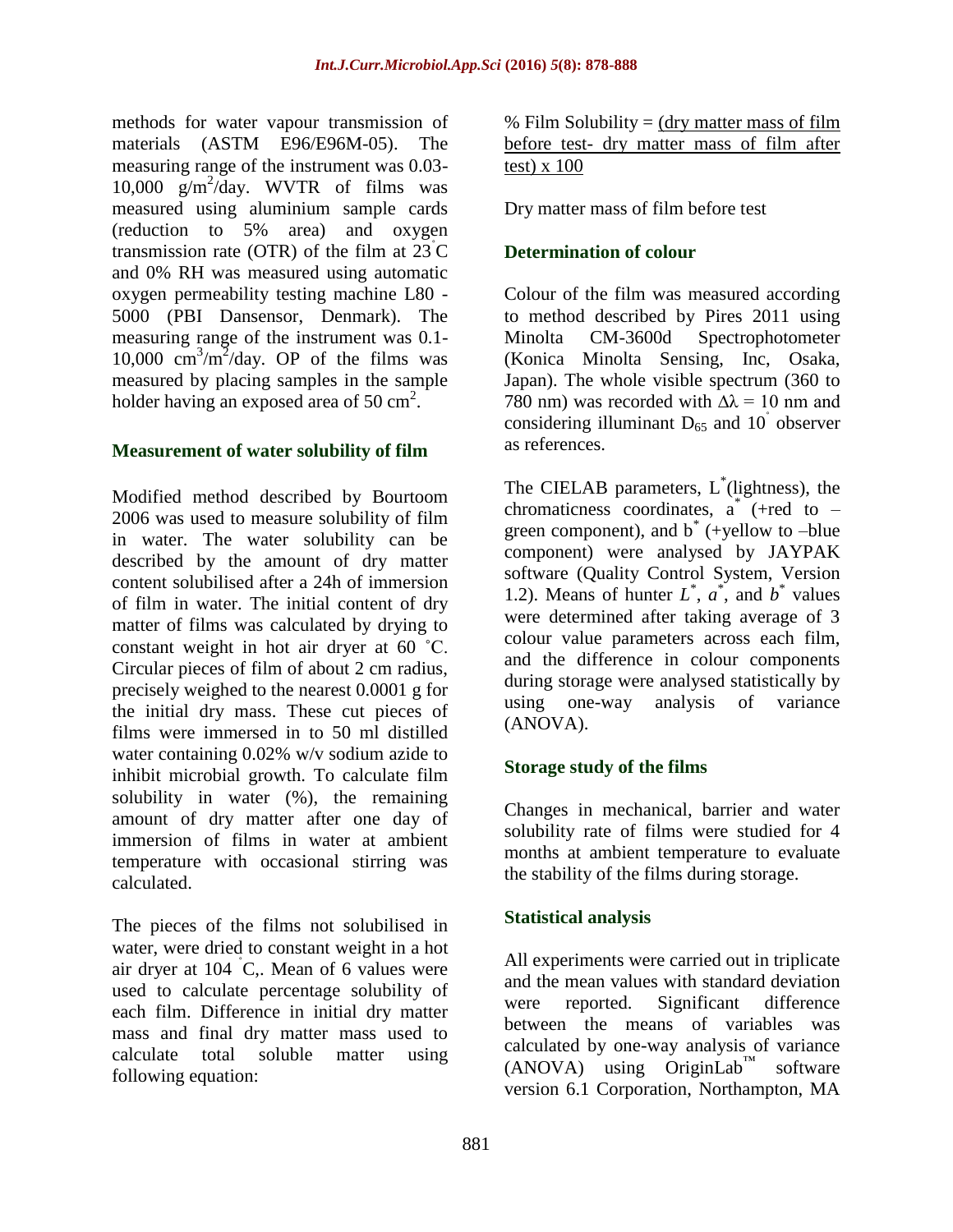methods for water vapour transmission of materials (ASTM E96/E96M-05). The measuring range of the instrument was 0.03-10,000 $g/m^2$/day. WVTR of films was measured using aluminium sample cards (reduction to 5% area) and oxygen transmission rate (OTR) of the film at 23 °C and 0% RH was measured using automatic oxygen permeability testing machine L80 - 5000 (PBI Dansensor, Denmark). The measuring range of the instrument was 0.1-10,000 $cm^3/m^2$/day. OP of the films was measured by placing samples in the sample holder having an exposed area of 50 $cm^2$.

### Measurement of water solubility of film

Modified method described by Bourtoom 2006 was used to measure solubility of film in water. The water solubility can be described by the amount of dry matter content solubilised after a 24h of immersion of film in water. The initial content of dry matter of films was calculated by drying to constant weight in hot air dryer at 60 ˚C. Circular pieces of film of about 2 cm radius, precisely weighed to the nearest 0.0001 g for the initial dry mass. These cut pieces of films were immersed in to 50 ml distilled water containing 0.02% w/v sodium azide to inhibit microbial growth. To calculate film solubility in water (%), the remaining amount of dry matter after one day of immersion of films in water at ambient temperature with occasional stirring was calculated.

The pieces of the films not solubilised in water, were dried to constant weight in a hot air dryer at 104 °C,. Mean of 6 values were used to calculate percentage solubility of each film. Difference in initial dry matter mass and final dry matter mass used to calculate total soluble matter using following equation:

$$\% \text{ Film Solubility} = \frac{(\text{dry matter mass of film before test} - \text{dry matter mass of film after test}) \times 100}{\text{Dry matter mass of film before test}}$$

### Determination of colour

Colour of the film was measured according to method described by Pires 2011 using Minolta CM-3600d Spectrophotometer (Konica Minolta Sensing, Inc, Osaka, Japan). The whole visible spectrum (360 to 780 nm) was recorded with $\Delta\lambda = 10$ nm and considering illuminant $D_{65}$ and 10° observer as references.

The CIELAB parameters, $L^*$(lightness), the chromaticness coordinates, $a^*$ (+red to –green component), and $b^*$ (+yellow to –blue component) were analysed by JAYPAK software (Quality Control System, Version 1.2). Means of hunter $L^*$, $a^*$, and $b^*$ values were determined after taking average of 3 colour value parameters across each film, and the difference in colour components during storage were analysed statistically by using one-way analysis of variance (ANOVA).

### Storage study of the films

Changes in mechanical, barrier and water solubility rate of films were studied for 4 months at ambient temperature to evaluate the stability of the films during storage.

### Statistical analysis

All experiments were carried out in triplicate and the mean values with standard deviation were reported. Significant difference between the means of variables was calculated by one-way analysis of variance (ANOVA) using OriginLab™ software version 6.1 Corporation, Northampton, MA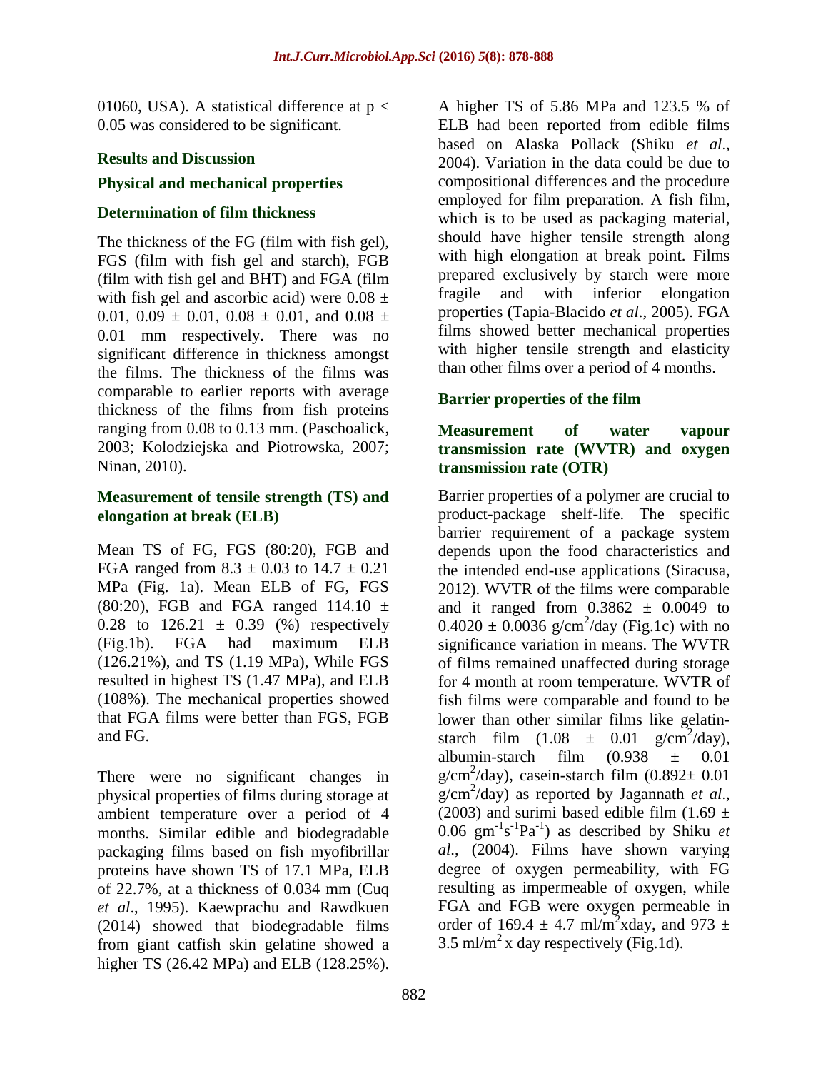01060, USA). A statistical difference at $p < 0.05$ was considered to be significant.

## Results and Discussion

### Physical and mechanical properties

### Determination of film thickness

The thickness of the FG (film with fish gel), FGS (film with fish gel and starch), FGB (film with fish gel and BHT) and FGA (film with fish gel and ascorbic acid) were $0.08 \pm 0.01$, $0.09 \pm 0.01$, $0.08 \pm 0.01$, and $0.08 \pm 0.01$ mm respectively. There was no significant difference in thickness amongst the films. The thickness of the films was comparable to earlier reports with average thickness of the films from fish proteins ranging from 0.08 to 0.13 mm. (Paschoalick, 2003; Kolodziejska and Piotrowska, 2007; Ninan, 2010).

### Measurement of tensile strength (TS) and elongation at break (ELB)

Mean TS of FG, FGS (80:20), FGB and FGA ranged from $8.3 \pm 0.03$ to $14.7 \pm 0.21$ MPa (Fig. 1a). Mean ELB of FG, FGS (80:20), FGB and FGA ranged $114.10 \pm 0.28$ to $126.21 \pm 0.39$ (%) respectively (Fig.1b). FGA had maximum ELB (126.21%), and TS (1.19 MPa), While FGS resulted in highest TS (1.47 MPa), and ELB (108%). The mechanical properties showed that FGA films were better than FGS, FGB and FG.

There were no significant changes in physical properties of films during storage at ambient temperature over a period of 4 months. Similar edible and biodegradable packaging films based on fish myofibrillar proteins have shown TS of 17.1 MPa, ELB of 22.7%, at a thickness of 0.034 mm (Cuq *et al*., 1995). Kaewprachu and Rawdkuen (2014) showed that biodegradable films from giant catfish skin gelatine showed a higher TS (26.42 MPa) and ELB (128.25%). A higher TS of 5.86 MPa and 123.5 % of ELB had been reported from edible films based on Alaska Pollack (Shiku *et al*., 2004). Variation in the data could be due to compositional differences and the procedure employed for film preparation. A fish film, which is to be used as packaging material, should have higher tensile strength along with high elongation at break point. Films prepared exclusively by starch were more fragile and with inferior elongation properties (Tapia-Blacido *et al*., 2005). FGA films showed better mechanical properties with higher tensile strength and elasticity than other films over a period of 4 months.

### Barrier properties of the film

### Measurement of water vapour transmission rate (WVTR) and oxygen transmission rate (OTR)

Barrier properties of a polymer are crucial to product-package shelf-life. The specific barrier requirement of a package system depends upon the food characteristics and the intended end-use applications (Siracusa, 2012). WVTR of the films were comparable and it ranged from $0.3862 \pm 0.0049$ to $0.4020 \pm 0.0036$ g/cm$^2$/day (Fig.1c) with no significance variation in means. The WVTR of films remained unaffected during storage for 4 month at room temperature. WVTR of fish films were comparable and found to be lower than other similar films like gelatin-starch film ($1.08 \pm 0.01$ g/cm$^2$/day), albumin-starch film ($0.938 \pm 0.01$ g/cm$^2$/day), casein-starch film ($0.892 \pm 0.01$ g/cm$^2$/day) as reported by Jagannath *et al*., (2003) and surimi based edible film ($1.69 \pm 0.06$ gm$^{-1}$s$^{-1}$Pa$^{-1}$) as described by Shiku *et al*., (2004). Films have shown varying degree of oxygen permeability, with FG resulting as impermeable of oxygen, while FGA and FGB were oxygen permeable in order of $169.4 \pm 4.7$ ml/m$^2$xday, and $973 \pm 3.5$ ml/m$^2$ x day respectively (Fig.1d).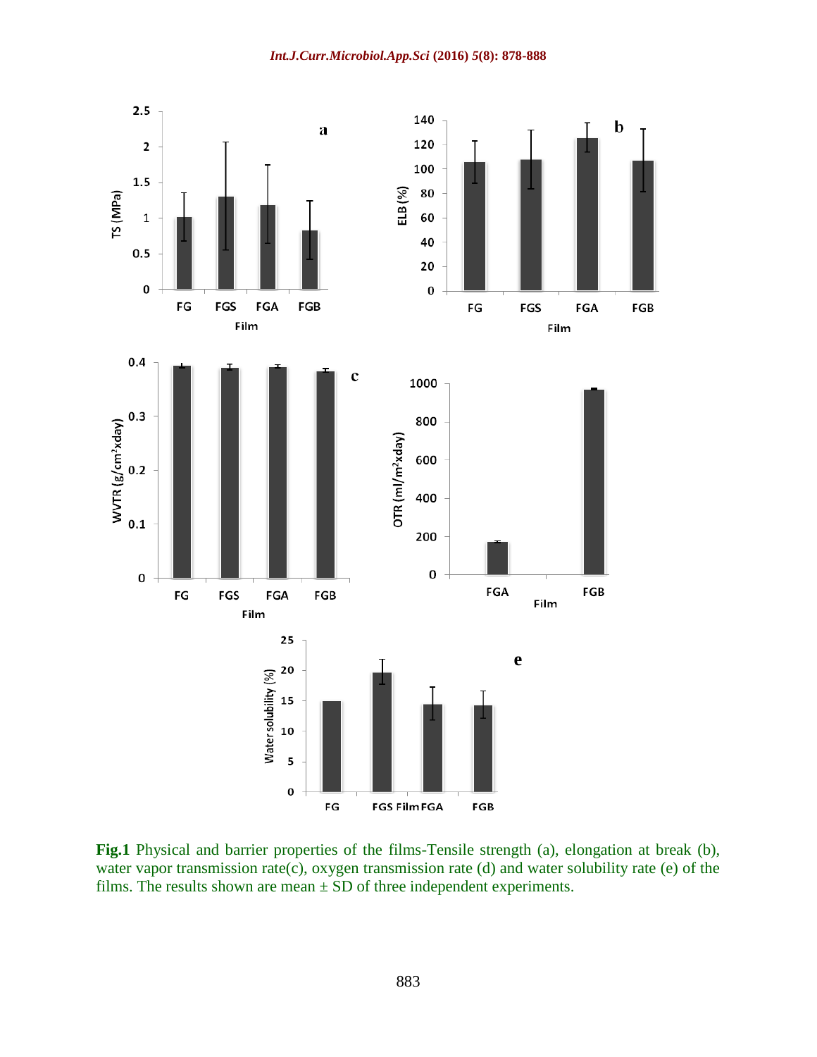**Fig.1** Physical and barrier properties of the films-Tensile strength (a), elongation at break (b), water vapor transmission rate(c), oxygen transmission rate (d) and water solubility rate (e) of the films. The results shown are mean ± SD of three independent experiments.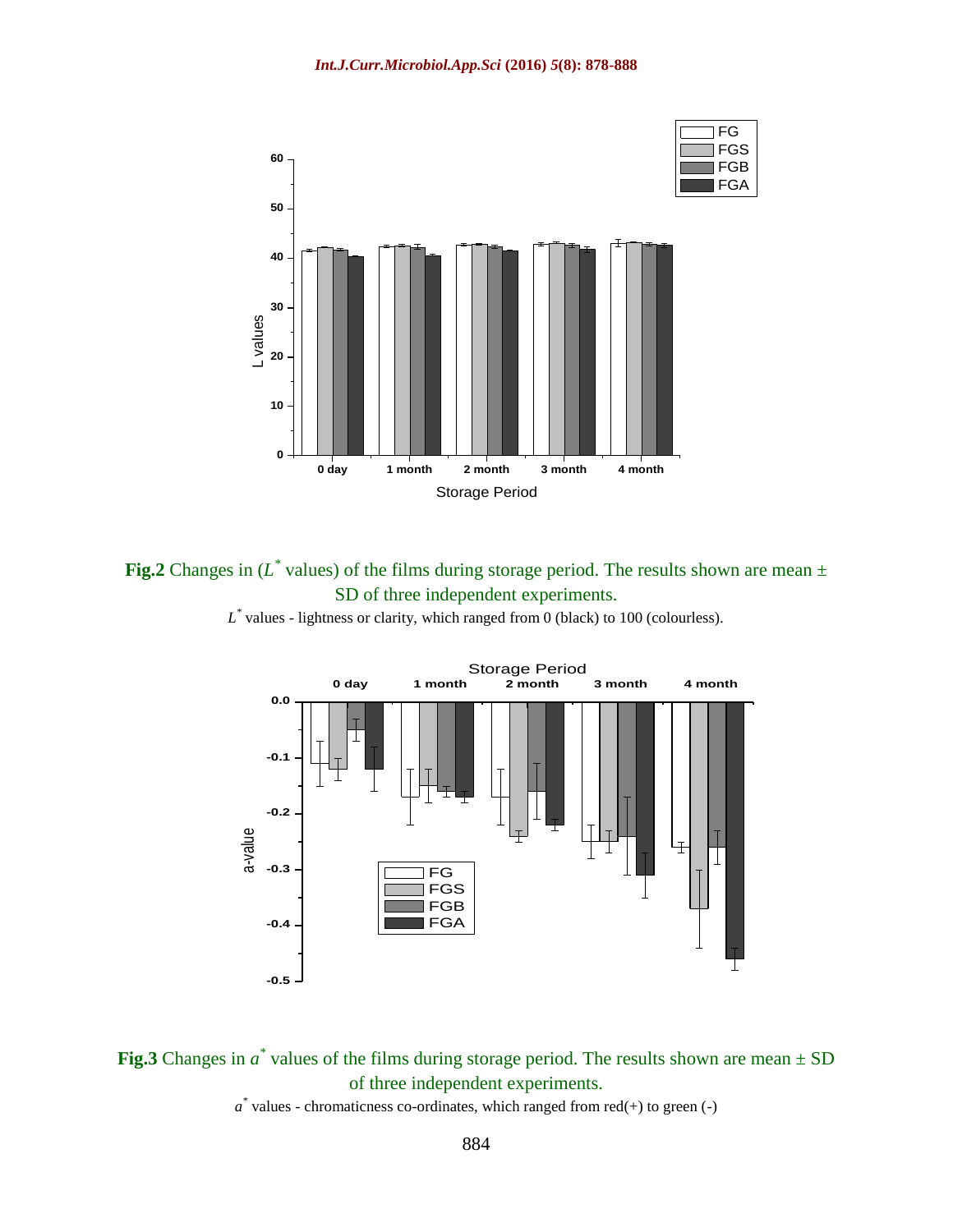**Fig.2** Changes in ($L^*$ values) of the films during storage period. The results shown are mean ± SD of three independent experiments.

$L^*$ values - lightness or clarity, which ranged from 0 (black) to 100 (colourless).

**Fig.3** Changes in $a^*$ values of the films during storage period. The results shown are mean ± SD of three independent experiments.

$a^*$ values - chromaticness co-ordinates, which ranged from red(+) to green (-)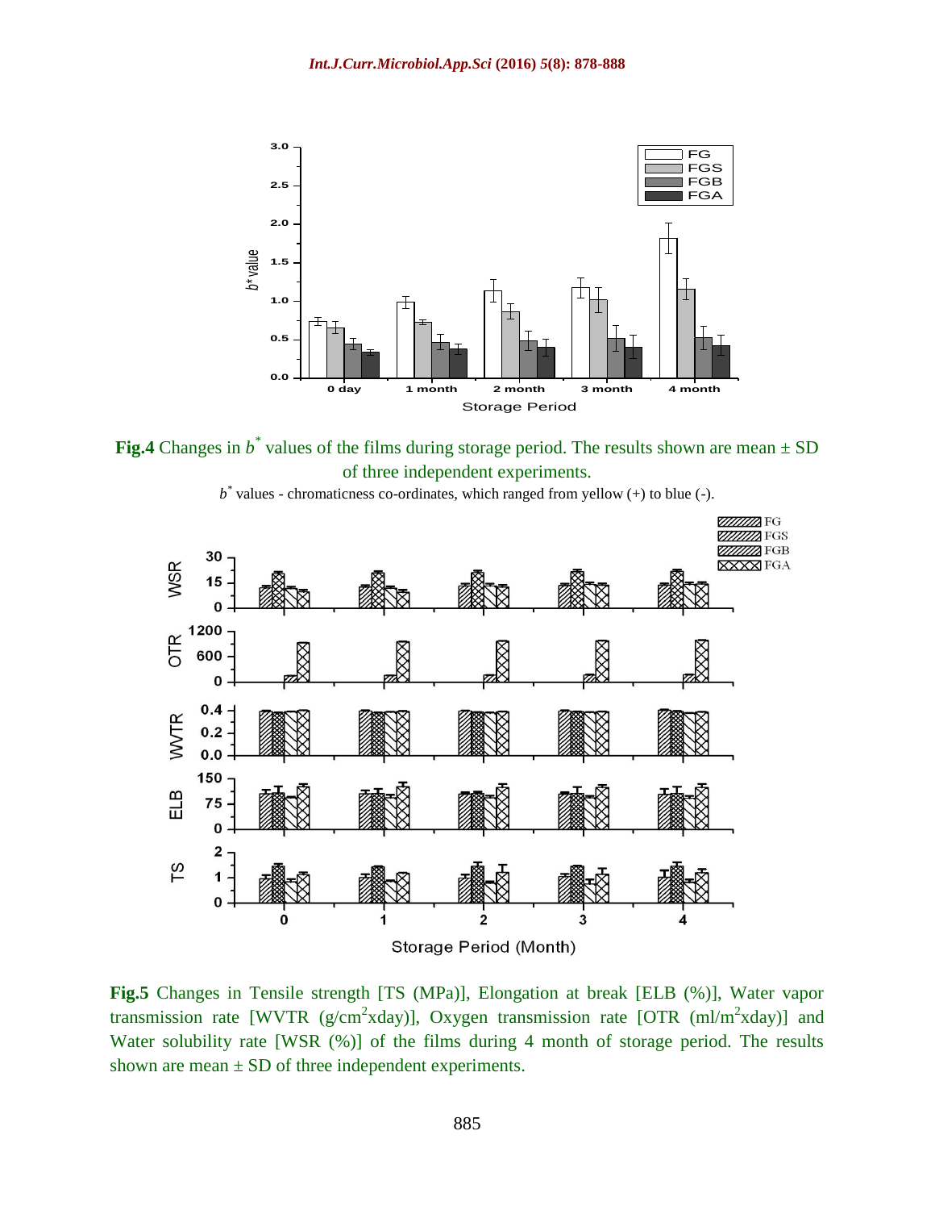**Fig.4** Changes in $b^*$ values of the films during storage period. The results shown are mean ± SD of three independent experiments.

$b^*$ values - chromaticness co-ordinates, which ranged from yellow (+) to blue (-).

**Fig.5** Changes in Tensile strength [TS (MPa)], Elongation at break [ELB (%)], Water vapor transmission rate [WVTR (g/cm$^2$xday)], Oxygen transmission rate [OTR (ml/m$^2$xday)] and Water solubility rate [WSR (%)] of the films during 4 month of storage period. The results shown are mean ± SD of three independent experiments.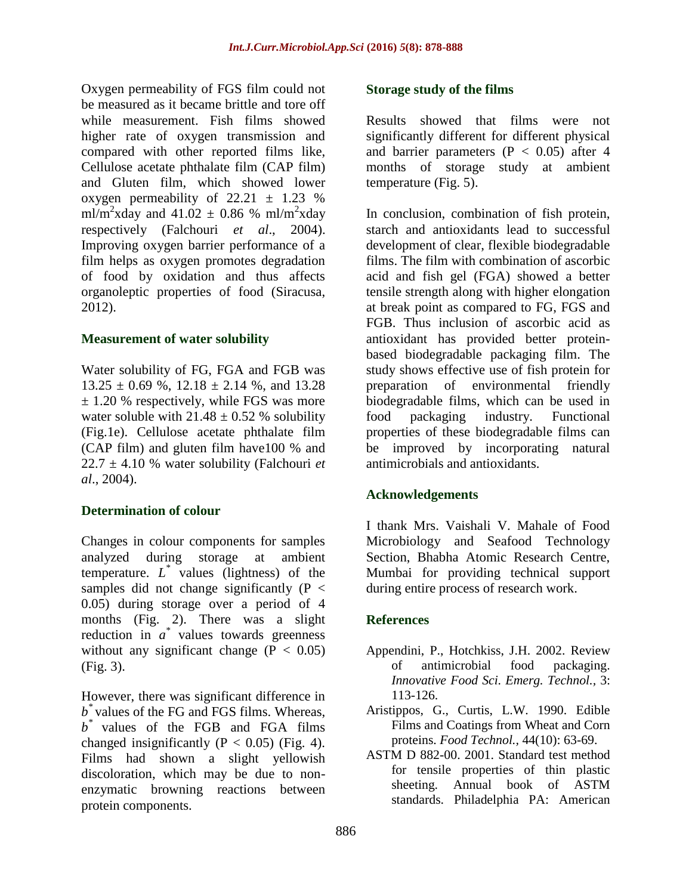Oxygen permeability of FGS film could not be measured as it became brittle and tore off while measurement. Fish films showed higher rate of oxygen transmission and compared with other reported films like, Cellulose acetate phthalate film (CAP film) and Gluten film, which showed lower oxygen permeability of 22.21 ± 1.23 % ml/m$^2$xday and 41.02 ± 0.86 % ml/m$^2$xday respectively (Falchouri *et al*., 2004). Improving oxygen barrier performance of a film helps as oxygen promotes degradation of food by oxidation and thus affects organoleptic properties of food (Siracusa, 2012).

### Measurement of water solubility

Water solubility of FG, FGA and FGB was 13.25 ± 0.69 %, 12.18 ± 2.14 %, and 13.28 ± 1.20 % respectively, while FGS was more water soluble with 21.48 ± 0.52 % solubility (Fig.1e). Cellulose acetate phthalate film (CAP film) and gluten film have100 % and 22.7 ± 4.10 % water solubility (Falchouri *et al*., 2004).

### Determination of colour

Changes in colour components for samples analyzed during storage at ambient temperature. $L^*$ values (lightness) of the samples did not change significantly ($P < 0.05$) during storage over a period of 4 months (Fig. 2). There was a slight reduction in $a^*$ values towards greenness without any significant change ($P < 0.05$) (Fig. 3).

However, there was significant difference in $b^*$ values of the FG and FGS films. Whereas, $b^*$ values of the FGB and FGA films changed insignificantly ($P < 0.05$) (Fig. 4). Films had shown a slight yellowish discoloration, which may be due to non-enzymatic browning reactions between protein components.

### Storage study of the films

Results showed that films were not significantly different for different physical and barrier parameters ($P < 0.05$) after 4 months of storage study at ambient temperature (Fig. 5).

In conclusion, combination of fish protein, starch and antioxidants lead to successful development of clear, flexible biodegradable films. The film with combination of ascorbic acid and fish gel (FGA) showed a better tensile strength along with higher elongation at break point as compared to FG, FGS and FGB. Thus inclusion of ascorbic acid as antioxidant has provided better protein-based biodegradable packaging film. The study shows effective use of fish protein for preparation of environmental friendly biodegradable films, which can be used in food packaging industry. Functional properties of these biodegradable films can be improved by incorporating natural antimicrobials and antioxidants.

### Acknowledgements

I thank Mrs. Vaishali V. Mahale of Food Microbiology and Seafood Technology Section, Bhabha Atomic Research Centre, Mumbai for providing technical support during entire process of research work.

### References

- Appendini, P., Hotchkiss, J.H. 2002. Review of antimicrobial food packaging. *Innovative Food Sci. Emerg. Technol.*, 3: 113-126.
- Aristippos, G., Curtis, L.W. 1990. Edible Films and Coatings from Wheat and Corn proteins. *Food Technol.*, 44(10): 63-69.
- ASTM D 882-00. 2001. Standard test method for tensile properties of thin plastic sheeting. Annual book of ASTM standards. Philadelphia PA: American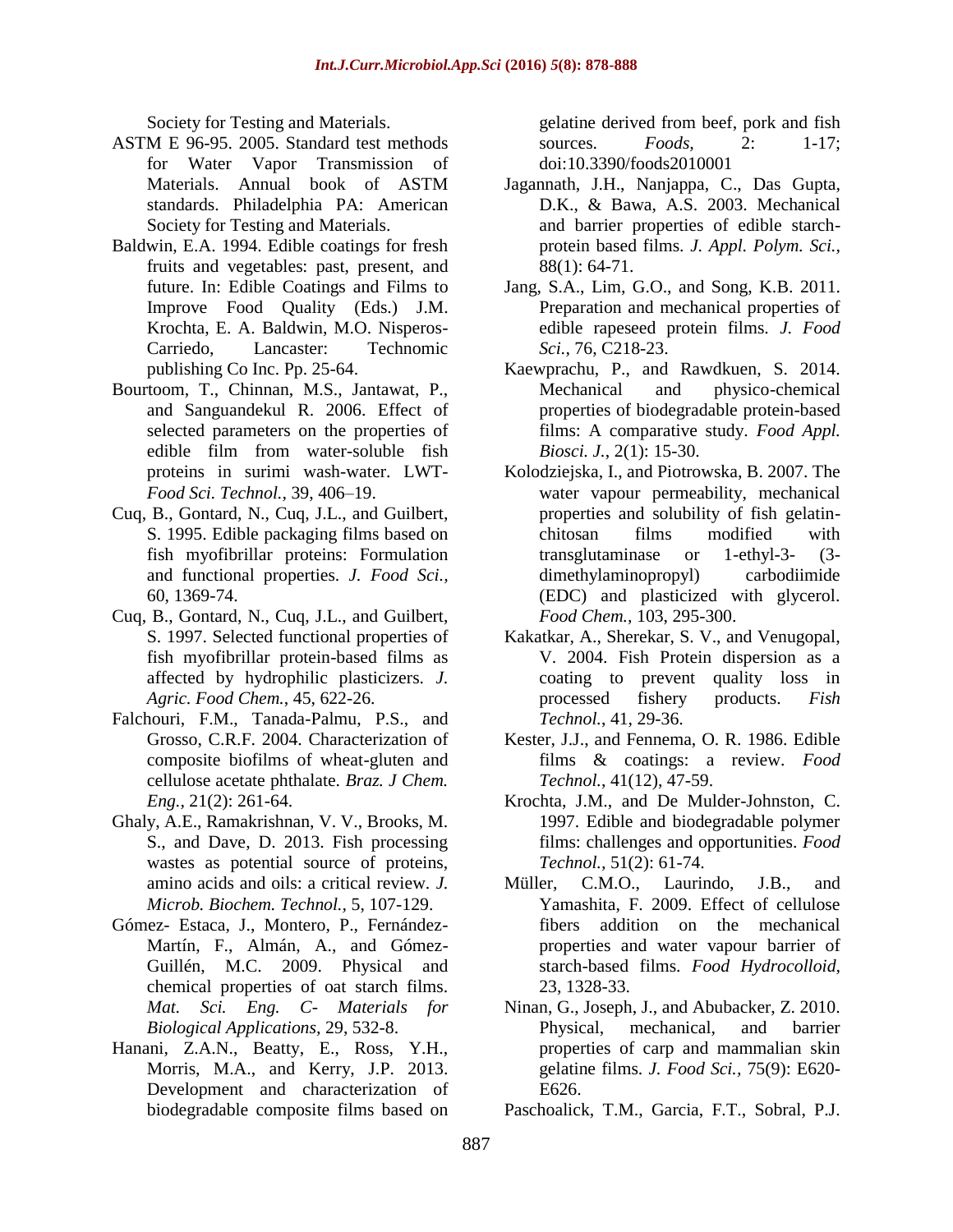Society for Testing and Materials.

ASTM E 96-95. 2005. Standard test methods for Water Vapor Transmission of Materials. Annual book of ASTM standards. Philadelphia PA: American Society for Testing and Materials.

Baldwin, E.A. 1994. Edible coatings for fresh fruits and vegetables: past, present, and future. In: Edible Coatings and Films to Improve Food Quality (Eds.) J.M. Krochta, E. A. Baldwin, M.O. Nisperos-Carriedo, Lancaster: Technomic publishing Co Inc. Pp. 25-64.

Bourtoom, T., Chinnan, M.S., Jantawat, P., and Sanguandekul R. 2006. Effect of selected parameters on the properties of edible film from water-soluble fish proteins in surimi wash-water. LWT-*Food Sci. Technol.,* 39, 406–19.

Cuq, B., Gontard, N., Cuq, J.L., and Guilbert, S. 1995. Edible packaging films based on fish myofibrillar proteins: Formulation and functional properties. *J. Food Sci.,* 60, 1369-74.

Cuq, B., Gontard, N., Cuq, J.L., and Guilbert, S. 1997. Selected functional properties of fish myofibrillar protein-based films as affected by hydrophilic plasticizers. *J. Agric. Food Chem.,* 45, 622-26.

Falchouri, F.M., Tanada-Palmu, P.S., and Grosso, C.R.F. 2004. Characterization of composite biofilms of wheat-gluten and cellulose acetate phthalate. *Braz. J Chem. Eng.,* 21(2): 261-64.

Ghaly, A.E., Ramakrishnan, V. V., Brooks, M. S., and Dave, D. 2013. Fish processing wastes as potential source of proteins, amino acids and oils: a critical review. *J. Microb. Biochem. Technol.,* 5, 107-129.

Gómez- Estaca, J., Montero, P., Fernández-Martín, F., Almán, A., and Gómez-Guillén, M.C. 2009. Physical and chemical properties of oat starch films. *Mat. Sci. Eng. C- Materials for Biological Applications,* 29, 532-8.

Hanani, Z.A.N., Beatty, E., Ross, Y.H., Morris, M.A., and Kerry, J.P. 2013. Development and characterization of biodegradable composite films based on gelatine derived from beef, pork and fish sources. *Foods,* 2: 1-17; doi:10.3390/foods2010001

Jagannath, J.H., Nanjappa, C., Das Gupta, D.K., & Bawa, A.S. 2003. Mechanical and barrier properties of edible starch-protein based films. *J. Appl. Polym. Sci.,* 88(1): 64-71.

Jang, S.A., Lim, G.O., and Song, K.B. 2011. Preparation and mechanical properties of edible rapeseed protein films. *J. Food Sci.,* 76, C218-23.

Kaewprachu, P., and Rawdkuen, S. 2014. Mechanical and physico-chemical properties of biodegradable protein-based films: A comparative study. *Food Appl. Biosci. J.,* 2(1): 15-30.

Kolodziejska, I., and Piotrowska, B. 2007. The water vapour permeability, mechanical properties and solubility of fish gelatin-chitosan films modified with transglutaminase or 1-ethyl-3- (3-dimethylaminopropyl) carbodiimide (EDC) and plasticized with glycerol. *Food Chem.,* 103, 295-300.

Kakatkar, A., Sherekar, S. V., and Venugopal, V. 2004. Fish Protein dispersion as a coating to prevent quality loss in processed fishery products. *Fish Technol.,* 41, 29-36.

Kester, J.J., and Fennema, O. R. 1986. Edible films & coatings: a review. *Food Technol.,* 41(12), 47-59.

Krochta, J.M., and De Mulder-Johnston, C. 1997. Edible and biodegradable polymer films: challenges and opportunities. *Food Technol.,* 51(2): 61-74.

Müller, C.M.O., Laurindo, J.B., and Yamashita, F. 2009. Effect of cellulose fibers addition on the mechanical properties and water vapour barrier of starch-based films. *Food Hydrocolloid,* 23, 1328-33.

Ninan, G., Joseph, J., and Abubacker, Z. 2010. Physical, mechanical, and barrier properties of carp and mammalian skin gelatine films. *J. Food Sci.,* 75(9): E620-E626.

Paschoalick, T.M., Garcia, F.T., Sobral, P.J.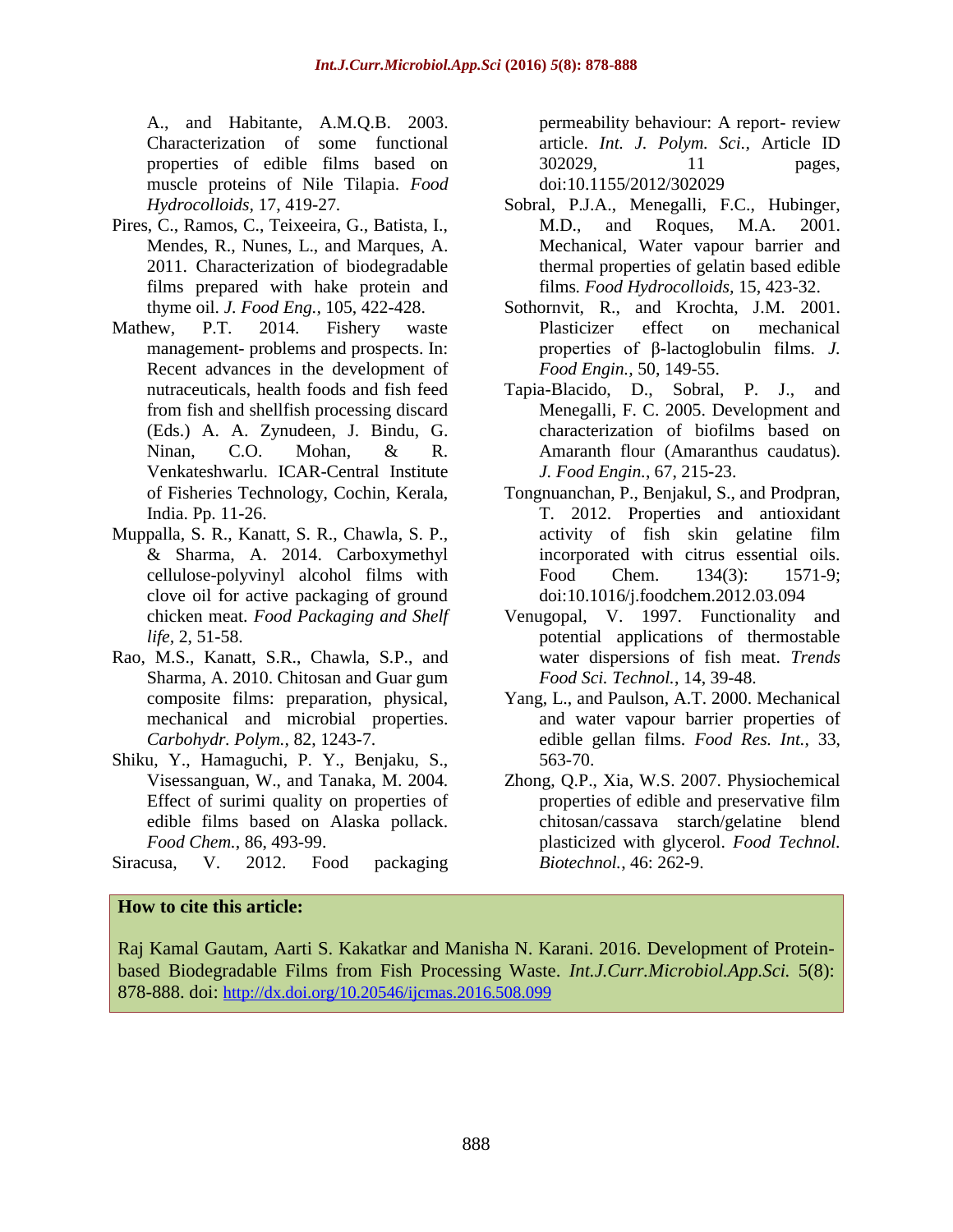A., and Habitante, A.M.Q.B. 2003. Characterization of some functional properties of edible films based on muscle proteins of Nile Tilapia. *Food Hydrocolloids*, 17, 419-27.

Pires, C., Ramos, C., Teixeeira, G., Batista, I., Mendes, R., Nunes, L., and Marques, A. 2011. Characterization of biodegradable films prepared with hake protein and thyme oil. *J. Food Eng.,* 105, 422-428.

Mathew, P.T. 2014. Fishery waste management- problems and prospects. In: Recent advances in the development of nutraceuticals, health foods and fish feed from fish and shellfish processing discard (Eds.) A. A. Zynudeen, J. Bindu, G. Ninan, C.O. Mohan, & R. Venkateshwarlu. ICAR-Central Institute of Fisheries Technology, Cochin, Kerala, India. Pp. 11-26.

Muppalla, S. R., Kanatt, S. R., Chawla, S. P., & Sharma, A. 2014. Carboxymethyl cellulose-polyvinyl alcohol films with clove oil for active packaging of ground chicken meat. *Food Packaging and Shelf life*, 2, 51-58.

Rao, M.S., Kanatt, S.R., Chawla, S.P., and Sharma, A. 2010. Chitosan and Guar gum composite films: preparation, physical, mechanical and microbial properties. *Carbohydr. Polym.,* 82, 1243-7.

Shiku, Y., Hamaguchi, P. Y., Benjaku, S., Visessanguan, W., and Tanaka, M. 2004. Effect of surimi quality on properties of edible films based on Alaska pollack. *Food Chem.*, 86, 493-99.

Siracusa, V. 2012. Food packaging permeability behaviour: A report- review article. *Int. J. Polym. Sci.,* Article ID 302029, 11 pages, doi:10.1155/2012/302029

Sobral, P.J.A., Menegalli, F.C., Hubinger, M.D., and Roques, M.A. 2001. Mechanical, Water vapour barrier and thermal properties of gelatin based edible films. *Food Hydrocolloids,* 15, 423-32.

Sothornvit, R., and Krochta, J.M. 2001. Plasticizer effect on mechanical properties of β-lactoglobulin films. *J. Food Engin.,* 50, 149-55.

Tapia-Blacido, D., Sobral, P. J., and Menegalli, F. C. 2005. Development and characterization of biofilms based on Amaranth flour (Amaranthus caudatus). *J. Food Engin.*, 67, 215-23.

Tongnuanchan, P., Benjakul, S., and Prodpran, T. 2012. Properties and antioxidant activity of fish skin gelatine film incorporated with citrus essential oils. Food Chem. 134(3): 1571-9; doi:10.1016/j.foodchem.2012.03.094

Venugopal, V. 1997. Functionality and potential applications of thermostable water dispersions of fish meat. *Trends Food Sci. Technol.*, 14, 39-48.

Yang, L., and Paulson, A.T. 2000. Mechanical and water vapour barrier properties of edible gellan films. *Food Res. Int.,* 33, 563-70.

Zhong, Q.P., Xia, W.S. 2007. Physiochemical properties of edible and preservative film chitosan/cassava starch/gelatine blend plasticized with glycerol. *Food Technol. Biotechnol.,* 46: 262-9.

**How to cite this article:**

Raj Kamal Gautam, Aarti S. Kakatkar and Manisha N. Karani. 2016. Development of Protein-based Biodegradable Films from Fish Processing Waste. *Int.J.Curr.Microbiol.App.Sci.* 5(8): 878-888. doi: http://dx.doi.org/10.20546/ijcmas.2016.508.099